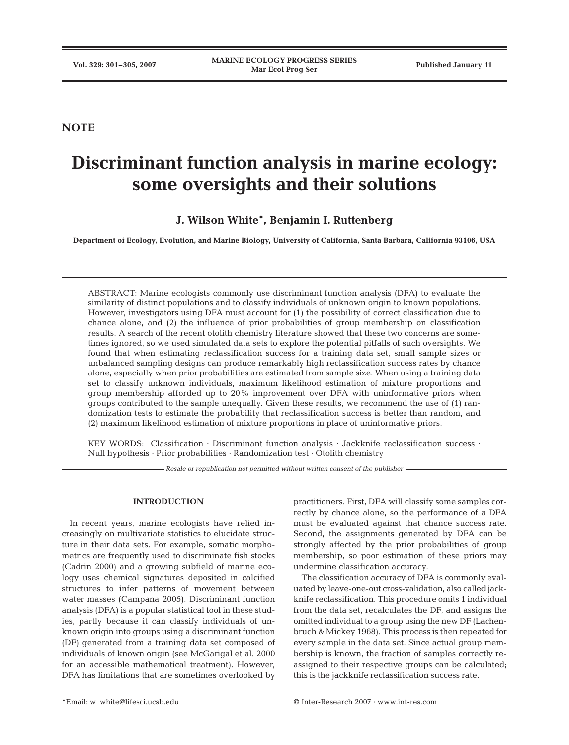NOTE

# Discriminant function analysis in marine ecology: some oversights and their solutions

**J. Wilson White*, Benjamin I. Ruttenberg**

**Department of Ecology, Evolution, and Marine Biology, University of California, Santa Barbara, California 93106, USA**

ABSTRACT: Marine ecologists commonly use discriminant function analysis (DFA) to evaluate the similarity of distinct populations and to classify individuals of unknown origin to known populations. However, investigators using DFA must account for (1) the possibility of correct classification due to chance alone, and (2) the influence of prior probabilities of group membership on classification results. A search of the recent otolith chemistry literature showed that these two concerns are sometimes ignored, so we used simulated data sets to explore the potential pitfalls of such oversights. We found that when estimating reclassification success for a training data set, small sample sizes or unbalanced sampling designs can produce remarkably high reclassification success rates by chance alone, especially when prior probabilities are estimated from sample size. When using a training data set to classify unknown individuals, maximum likelihood estimation of mixture proportions and group membership afforded up to 20% improvement over DFA with uninformative priors when groups contributed to the sample unequally. Given these results, we recommend the use of (1) randomization tests to estimate the probability that reclassification success is better than random, and (2) maximum likelihood estimation of mixture proportions in place of uninformative priors.

KEY WORDS: Classification · Discriminant function analysis · Jackknife reclassification success · Null hypothesis · Prior probabilities · Randomization test · Otolith chemistry

*Resale or republication not permitted without written consent of the publisher*

## INTRODUCTION

In recent years, marine ecologists have relied increasingly on multivariate statistics to elucidate structure in their data sets. For example, somatic morphometrics are frequently used to discriminate fish stocks (Cadrin 2000) and a growing subfield of marine ecology uses chemical signatures deposited in calcified structures to infer patterns of movement between water masses (Campana 2005). Discriminant function analysis (DFA) is a popular statistical tool in these studies, partly because it can classify individuals of unknown origin into groups using a discriminant function (DF) generated from a training data set composed of individuals of known origin (see McGarigal et al. 2000 for an accessible mathematical treatment). However, DFA has limitations that are sometimes overlooked by practitioners. First, DFA will classify some samples correctly by chance alone, so the performance of a DFA must be evaluated against that chance success rate. Second, the assignments generated by DFA can be strongly affected by the prior probabilities of group membership, so poor estimation of these priors may undermine classification accuracy.

The classification accuracy of DFA is commonly evaluated by leave-one-out cross-validation, also called jackknife reclassification. This procedure omits 1 individual from the data set, recalculates the DF, and assigns the omitted individual to a group using the new DF (Lachenbruch & Mickey 1968). This process is then repeated for every sample in the data set. Since actual group membership is known, the fraction of samples correctly reassigned to their respective groups can be calculated; this is the jackknife reclassification success rate.

*Email: w_white@lifesci.ucsb.edu

© Inter-Research 2007 · www.int-res.com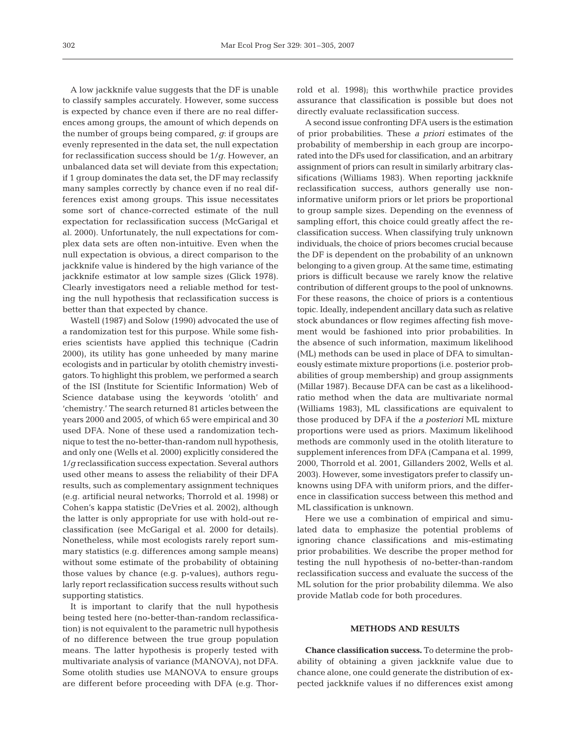A low jackknife value suggests that the DF is unable to classify samples accurately. However, some success is expected by chance even if there are no real differences among groups, the amount of which depends on the number of groups being compared, $g$: if groups are evenly represented in the data set, the null expectation for reclassification success should be $1/g$. However, an unbalanced data set will deviate from this expectation; if 1 group dominates the data set, the DF may reclassify many samples correctly by chance even if no real differences exist among groups. This issue necessitates some sort of chance-corrected estimate of the null expectation for reclassification success (McGarigal et al. 2000). Unfortunately, the null expectations for complex data sets are often non-intuitive. Even when the null expectation is obvious, a direct comparison to the jackknife value is hindered by the high variance of the jackknife estimator at low sample sizes (Glick 1978). Clearly investigators need a reliable method for testing the null hypothesis that reclassification success is better than that expected by chance.

Wastell (1987) and Solow (1990) advocated the use of a randomization test for this purpose. While some fisheries scientists have applied this technique (Cadrin 2000), its utility has gone unheeded by many marine ecologists and in particular by otolith chemistry investigators. To highlight this problem, we performed a search of the ISI (Institute for Scientific Information) Web of Science database using the keywords 'otolith' and 'chemistry.' The search returned 81 articles between the years 2000 and 2005, of which 65 were empirical and 30 used DFA. None of these used a randomization technique to test the no-better-than-random null hypothesis, and only one (Wells et al. 2000) explicitly considered the $1/g$ reclassification success expectation. Several authors used other means to assess the reliability of their DFA results, such as complementary assignment techniques (e.g. artificial neural networks; Thorrold et al. 1998) or Cohen's kappa statistic (DeVries et al. 2002), although the latter is only appropriate for use with hold-out reclassification (see McGarigal et al. 2000 for details). Nonetheless, while most ecologists rarely report summary statistics (e.g. differences among sample means) without some estimate of the probability of obtaining those values by chance (e.g. p-values), authors regularly report reclassification success results without such supporting statistics.

It is important to clarify that the null hypothesis being tested here (no-better-than-random reclassification) is not equivalent to the parametric null hypothesis of no difference between the true group population means. The latter hypothesis is properly tested with multivariate analysis of variance (MANOVA), not DFA. Some otolith studies use MANOVA to ensure groups are different before proceeding with DFA (e.g. Thorrold et al. 1998); this worthwhile practice provides assurance that classification is possible but does not directly evaluate reclassification success.

A second issue confronting DFA users is the estimation of prior probabilities. These *a priori* estimates of the probability of membership in each group are incorporated into the DFs used for classification, and an arbitrary assignment of priors can result in similarly arbitrary classifications (Williams 1983). When reporting jackknife reclassification success, authors generally use non-informative uniform priors or let priors be proportional to group sample sizes. Depending on the evenness of sampling effort, this choice could greatly affect the reclassification success. When classifying truly unknown individuals, the choice of priors becomes crucial because the DF is dependent on the probability of an unknown belonging to a given group. At the same time, estimating priors is difficult because we rarely know the relative contribution of different groups to the pool of unknowns. For these reasons, the choice of priors is a contentious topic. Ideally, independent ancillary data such as relative stock abundances or flow regimes affecting fish movement would be fashioned into prior probabilities. In the absence of such information, maximum likelihood (ML) methods can be used in place of DFA to simultaneously estimate mixture proportions (i.e. posterior probabilities of group membership) and group assignments (Millar 1987). Because DFA can be cast as a likelihood-ratio method when the data are multivariate normal (Williams 1983), ML classifications are equivalent to those produced by DFA if the *a posteriori* ML mixture proportions were used as priors. Maximum likelihood methods are commonly used in the otolith literature to supplement inferences from DFA (Campana et al. 1999, 2000, Thorrold et al. 2001, Gillanders 2002, Wells et al. 2003). However, some investigators prefer to classify unknowns using DFA with uniform priors, and the difference in classification success between this method and ML classification is unknown.

Here we use a combination of empirical and simulated data to emphasize the potential problems of ignoring chance classifications and mis-estimating prior probabilities. We describe the proper method for testing the null hypothesis of no-better-than-random reclassification success and evaluate the success of the ML solution for the prior probability dilemma. We also provide Matlab code for both procedures.

## METHODS AND RESULTS

**Chance classification success.** To determine the probability of obtaining a given jackknife value due to chance alone, one could generate the distribution of expected jackknife values if no differences exist among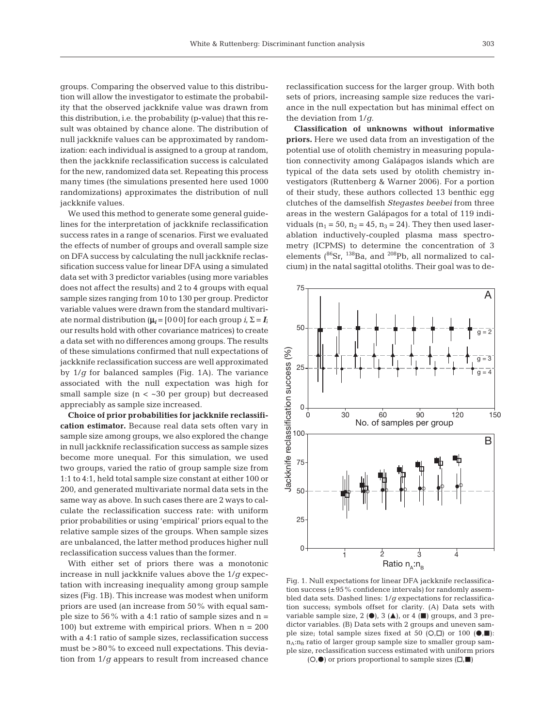groups. Comparing the observed value to this distribution will allow the investigator to estimate the probability that the observed jackknife value was drawn from this distribution, i.e. the probability (p-value) that this result was obtained by chance alone. The distribution of null jackknife values can be approximated by randomization: each individual is assigned to a group at random, then the jackknife reclassification success is calculated for the new, randomized data set. Repeating this process many times (the simulations presented here used 1000 randomizations) approximates the distribution of null jackknife values.

We used this method to generate some general guidelines for the interpretation of jackknife reclassification success rates in a range of scenarios. First we evaluated the effects of number of groups and overall sample size on DFA success by calculating the null jackknife reclassification success value for linear DFA using a simulated data set with 3 predictor variables (using more variables does not affect the results) and 2 to 4 groups with equal sample sizes ranging from 10 to 130 per group. Predictor variable values were drawn from the standard multivariate normal distribution ($\boldsymbol{\mu}_i = [0\,0\,0]$ for each group $i$, $\Sigma = \boldsymbol{I}$; our results hold with other covariance matrices) to create a data set with no differences among groups. The results of these simulations confirmed that null expectations of jackknife reclassification success are well approximated by $1/g$ for balanced samples (Fig. 1A). The variance associated with the null expectation was high for small sample size ($n < \sim30$ per group) but decreased appreciably as sample size increased.

**Choice of prior probabilities for jackknife reclassification estimator.** Because real data sets often vary in sample size among groups, we also explored the change in null jackknife reclassification success as sample sizes become more unequal. For this simulation, we used two groups, varied the ratio of group sample size from 1:1 to 4:1, held total sample size constant at either 100 or 200, and generated multivariate normal data sets in the same way as above. In such cases there are 2 ways to calculate the reclassification success rate: with uniform prior probabilities or using 'empirical' priors equal to the relative sample sizes of the groups. When sample sizes are unbalanced, the latter method produces higher null reclassification success values than the former.

With either set of priors there was a monotonic increase in null jackknife values above the $1/g$ expectation with increasing inequality among group sample sizes (Fig. 1B). This increase was modest when uniform priors are used (an increase from 50% with equal sample size to 56% with a 4:1 ratio of sample sizes and $n = 100$) but extreme with empirical priors. When $n = 200$ with a 4:1 ratio of sample sizes, reclassification success must be >80% to exceed null expectations. This deviation from $1/g$ appears to result from increased chance reclassification success for the larger group. With both sets of priors, increasing sample size reduces the variance in the null expectation but has minimal effect on the deviation from $1/g$.

**Classification of unknowns without informative priors.** Here we used data from an investigation of the potential use of otolith chemistry in measuring population connectivity among Galápagos islands which are typical of the data sets used by otolith chemistry investigators (Ruttenberg & Warner 2006). For a portion of their study, these authors collected 13 benthic egg clutches of the damselfish *Stegastes beebei* from three areas in the western Galápagos for a total of 119 individuals ($n_1 = 50$, $n_2 = 45$, $n_3 = 24$). They then used laser-ablation inductively-coupled plasma mass spectrometry (ICPMS) to determine the concentration of 3 elements ($^{86}$Sr, $^{138}$Ba, and $^{208}$Pb, all normalized to calcium) in the natal sagittal otoliths. Their goal was to de-

Fig. 1. Null expectations for linear DFA jackknife reclassification success (±95% confidence intervals) for randomly assembled data sets. Dashed lines: $1/g$ expectations for reclassification success; symbols offset for clarity. (A) Data sets with variable sample size, 2 (●), 3 (▲), or 4 (■) groups, and 3 predictor variables. (B) Data sets with 2 groups and uneven sample size; total sample sizes fixed at 50 (○,□) or 100 (●,■): $n_A$:$n_B$ ratio of larger group sample size to smaller group sample size, reclassification success estimated with uniform priors (○,●) or priors proportional to sample sizes (□,■)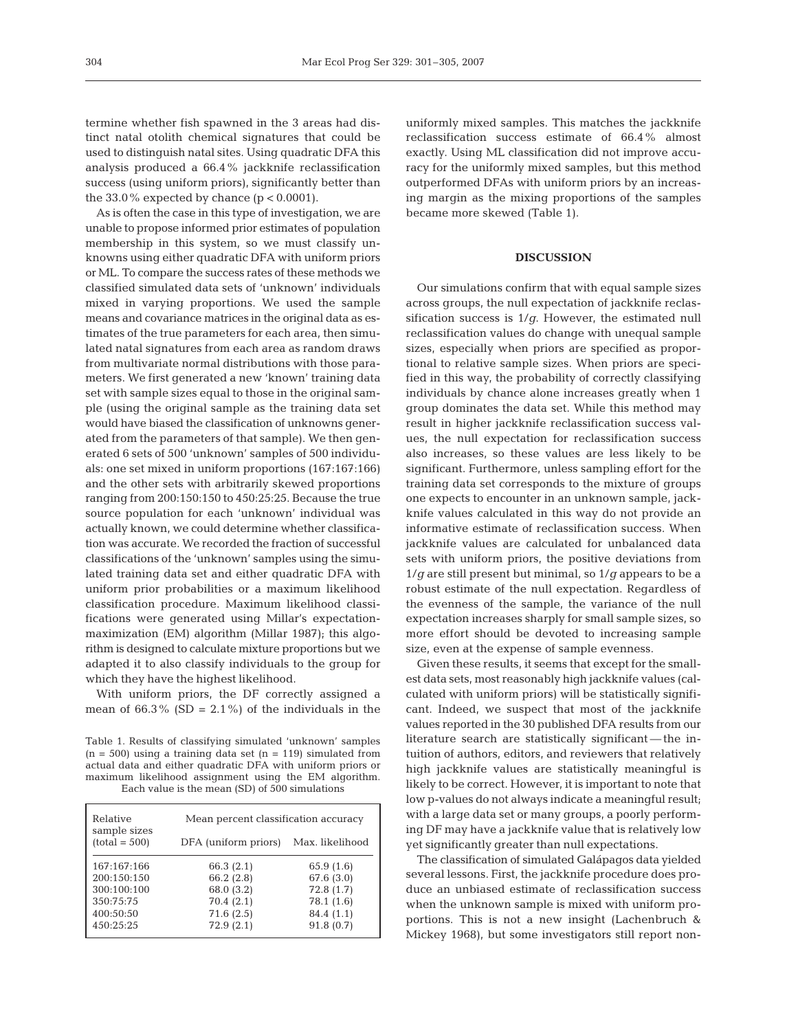termine whether fish spawned in the 3 areas had distinct natal otolith chemical signatures that could be used to distinguish natal sites. Using quadratic DFA this analysis produced a 66.4% jackknife reclassification success (using uniform priors), significantly better than the 33.0% expected by chance ($p < 0.0001$).

As is often the case in this type of investigation, we are unable to propose informed prior estimates of population membership in this system, so we must classify unknowns using either quadratic DFA with uniform priors or ML. To compare the success rates of these methods we classified simulated data sets of 'unknown' individuals mixed in varying proportions. We used the sample means and covariance matrices in the original data as estimates of the true parameters for each area, then simulated natal signatures from each area as random draws from multivariate normal distributions with those parameters. We first generated a new 'known' training data set with sample sizes equal to those in the original sample (using the original sample as the training data set would have biased the classification of unknowns generated from the parameters of that sample). We then generated 6 sets of 500 'unknown' samples of 500 individuals: one set mixed in uniform proportions (167:167:166) and the other sets with arbitrarily skewed proportions ranging from 200:150:150 to 450:25:25. Because the true source population for each 'unknown' individual was actually known, we could determine whether classification was accurate. We recorded the fraction of successful classifications of the 'unknown' samples using the simulated training data set and either quadratic DFA with uniform prior probabilities or a maximum likelihood classification procedure. Maximum likelihood classifications were generated using Millar's expectation-maximization (EM) algorithm (Millar 1987); this algorithm is designed to calculate mixture proportions but we adapted it to also classify individuals to the group for which they have the highest likelihood.

With uniform priors, the DF correctly assigned a mean of 66.3% (SD = 2.1%) of the individuals in the uniformly mixed samples. This matches the jackknife reclassification success estimate of 66.4% almost exactly. Using ML classification did not improve accuracy for the uniformly mixed samples, but this method outperformed DFAs with uniform priors by an increasing margin as the mixing proportions of the samples became more skewed (Table 1).

Table 1. Results of classifying simulated 'unknown' samples ($n = 500$) using a training data set ($n = 119$) simulated from actual data and either quadratic DFA with uniform priors or maximum likelihood assignment using the EM algorithm. Each value is the mean (SD) of 500 simulations

| Relative sample sizes (total = 500) | Mean percent classification accuracy | |
|---|---|---|
| | DFA (uniform priors) | Max. likelihood |
| 167:167:166 | 66.3 (2.1) | 65.9 (1.6) |
| 200:150:150 | 66.2 (2.8) | 67.6 (3.0) |
| 300:100:100 | 68.0 (3.2) | 72.8 (1.7) |
| 350:75:75 | 70.4 (2.1) | 78.1 (1.6) |
| 400:50:50 | 71.6 (2.5) | 84.4 (1.1) |
| 450:25:25 | 72.9 (2.1) | 91.8 (0.7) |

## DISCUSSION

Our simulations confirm that with equal sample sizes across groups, the null expectation of jackknife reclassification success is $1/g$. However, the estimated null reclassification values do change with unequal sample sizes, especially when priors are specified as proportional to relative sample sizes. When priors are specified in this way, the probability of correctly classifying individuals by chance alone increases greatly when 1 group dominates the data set. While this method may result in higher jackknife reclassification success values, the null expectation for reclassification success also increases, so these values are less likely to be significant. Furthermore, unless sampling effort for the training data set corresponds to the mixture of groups one expects to encounter in an unknown sample, jackknife values calculated in this way do not provide an informative estimate of reclassification success. When jackknife values are calculated for unbalanced data sets with uniform priors, the positive deviations from $1/g$ are still present but minimal, so $1/g$ appears to be a robust estimate of the null expectation. Regardless of the evenness of the sample, the variance of the null expectation increases sharply for small sample sizes, so more effort should be devoted to increasing sample size, even at the expense of sample evenness.

Given these results, it seems that except for the smallest data sets, most reasonably high jackknife values (calculated with uniform priors) will be statistically significant. Indeed, we suspect that most of the jackknife values reported in the 30 published DFA results from our literature search are statistically significant — the intuition of authors, editors, and reviewers that relatively high jackknife values are statistically meaningful is likely to be correct. However, it is important to note that low p-values do not always indicate a meaningful result; with a large data set or many groups, a poorly performing DF may have a jackknife value that is relatively low yet significantly greater than null expectations.

The classification of simulated Galápagos data yielded several lessons. First, the jackknife procedure does produce an unbiased estimate of reclassification success when the unknown sample is mixed with uniform proportions. This is not a new insight (Lachenbruch & Mickey 1968), but some investigators still report non-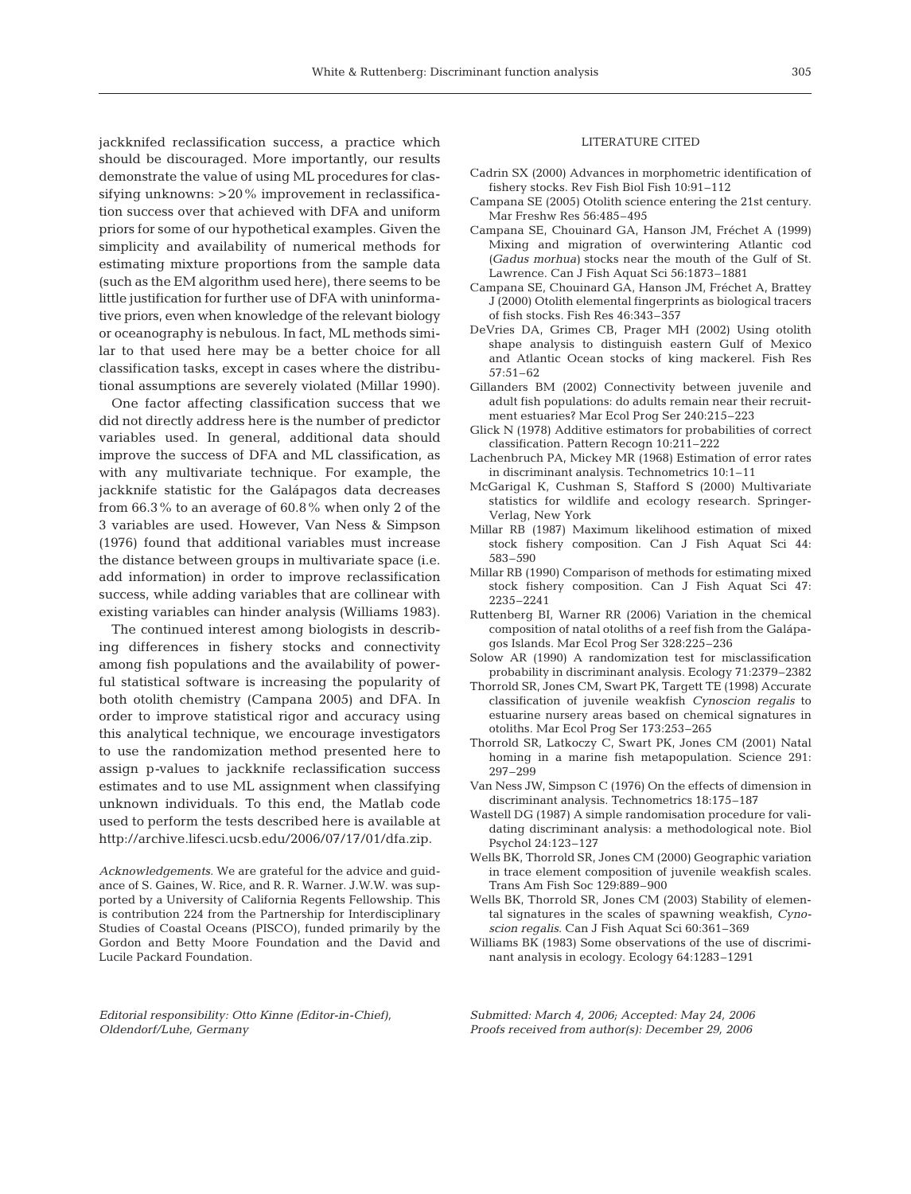jackknifed reclassification success, a practice which should be discouraged. More importantly, our results demonstrate the value of using ML procedures for classifying unknowns: >20% improvement in reclassification success over that achieved with DFA and uniform priors for some of our hypothetical examples. Given the simplicity and availability of numerical methods for estimating mixture proportions from the sample data (such as the EM algorithm used here), there seems to be little justification for further use of DFA with uninformative priors, even when knowledge of the relevant biology or oceanography is nebulous. In fact, ML methods similar to that used here may be a better choice for all classification tasks, except in cases where the distributional assumptions are severely violated (Millar 1990).

One factor affecting classification success that we did not directly address here is the number of predictor variables used. In general, additional data should improve the success of DFA and ML classification, as with any multivariate technique. For example, the jackknife statistic for the Galápagos data decreases from 66.3% to an average of 60.8% when only 2 of the 3 variables are used. However, Van Ness & Simpson (1976) found that additional variables must increase the distance between groups in multivariate space (i.e. add information) in order to improve reclassification success, while adding variables that are collinear with existing variables can hinder analysis (Williams 1983).

The continued interest among biologists in describing differences in fishery stocks and connectivity among fish populations and the availability of powerful statistical software is increasing the popularity of both otolith chemistry (Campana 2005) and DFA. In order to improve statistical rigor and accuracy using this analytical technique, we encourage investigators to use the randomization method presented here to assign p-values to jackknife reclassification success estimates and to use ML assignment when classifying unknown individuals. To this end, the Matlab code used to perform the tests described here is available at http://archive.lifesci.ucsb.edu/2006/07/17/01/dfa.zip.

*Acknowledgements.* We are grateful for the advice and guidance of S. Gaines, W. Rice, and R. R. Warner. J.W.W. was supported by a University of California Regents Fellowship. This is contribution 224 from the Partnership for Interdisciplinary Studies of Coastal Oceans (PISCO), funded primarily by the Gordon and Betty Moore Foundation and the David and Lucile Packard Foundation.

## LITERATURE CITED

- Cadrin SX (2000) Advances in morphometric identification of fishery stocks. Rev Fish Biol Fish 10:91–112
- Campana SE (2005) Otolith science entering the 21st century. Mar Freshw Res 56:485–495
- Campana SE, Chouinard GA, Hanson JM, Fréchet A (1999) Mixing and migration of overwintering Atlantic cod (*Gadus morhua*) stocks near the mouth of the Gulf of St. Lawrence. Can J Fish Aquat Sci 56:1873–1881
- Campana SE, Chouinard GA, Hanson JM, Fréchet A, Brattey J (2000) Otolith elemental fingerprints as biological tracers of fish stocks. Fish Res 46:343–357
- DeVries DA, Grimes CB, Prager MH (2002) Using otolith shape analysis to distinguish eastern Gulf of Mexico and Atlantic Ocean stocks of king mackerel. Fish Res 57:51–62
- Gillanders BM (2002) Connectivity between juvenile and adult fish populations: do adults remain near their recruitment estuaries? Mar Ecol Prog Ser 240:215–223
- Glick N (1978) Additive estimators for probabilities of correct classification. Pattern Recogn 10:211–222
- Lachenbruch PA, Mickey MR (1968) Estimation of error rates in discriminant analysis. Technometrics 10:1–11
- McGarigal K, Cushman S, Stafford S (2000) Multivariate statistics for wildlife and ecology research. Springer-Verlag, New York
- Millar RB (1987) Maximum likelihood estimation of mixed stock fishery composition. Can J Fish Aquat Sci 44: 583–590
- Millar RB (1990) Comparison of methods for estimating mixed stock fishery composition. Can J Fish Aquat Sci 47: 2235–2241
- Ruttenberg BI, Warner RR (2006) Variation in the chemical composition of natal otoliths of a reef fish from the Galápagos Islands. Mar Ecol Prog Ser 328:225–236
- Solow AR (1990) A randomization test for misclassification probability in discriminant analysis. Ecology 71:2379–2382
- Thorrold SR, Jones CM, Swart PK, Targett TE (1998) Accurate classification of juvenile weakfish *Cynoscion regalis* to estuarine nursery areas based on chemical signatures in otoliths. Mar Ecol Prog Ser 173:253–265
- Thorrold SR, Latkoczy C, Swart PK, Jones CM (2001) Natal homing in a marine fish metapopulation. Science 291: 297–299
- Van Ness JW, Simpson C (1976) On the effects of dimension in discriminant analysis. Technometrics 18:175–187
- Wastell DG (1987) A simple randomisation procedure for validating discriminant analysis: a methodological note. Biol Psychol 24:123–127
- Wells BK, Thorrold SR, Jones CM (2000) Geographic variation in trace element composition of juvenile weakfish scales. Trans Am Fish Soc 129:889–900
- Wells BK, Thorrold SR, Jones CM (2003) Stability of elemental signatures in the scales of spawning weakfish, *Cynoscion regalis*. Can J Fish Aquat Sci 60:361–369
- Williams BK (1983) Some observations of the use of discriminant analysis in ecology. Ecology 64:1283–1291

*Editorial responsibility: Otto Kinne (Editor-in-Chief), Oldendorf/Luhe, Germany*

*Submitted: March 4, 2006; Accepted: May 24, 2006*
*Proofs received from author(s): December 29, 2006*